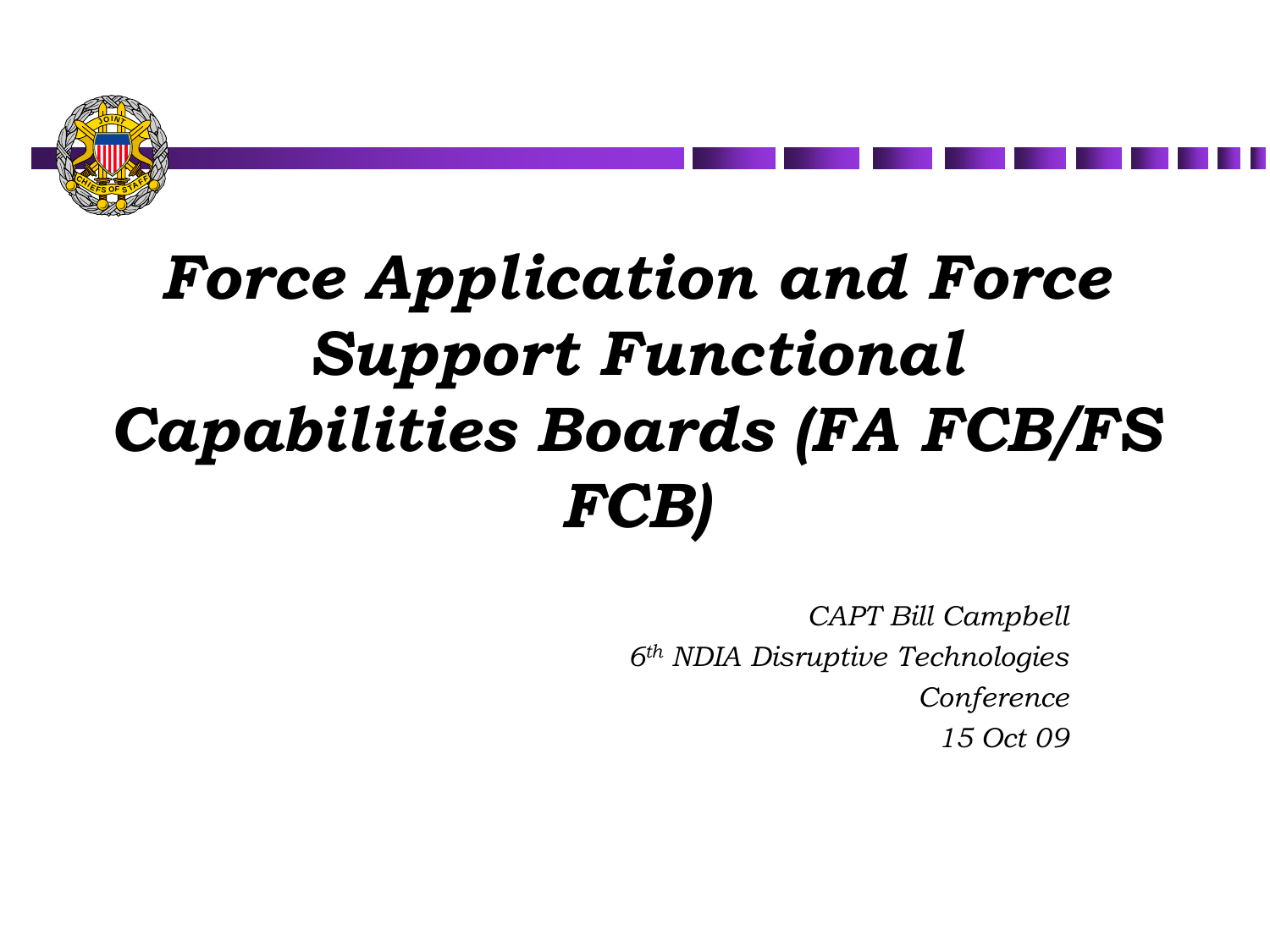# *Force Application and Force Support Functional Capabilities Boards (FA FCB/FS FCB)*

*CAPT Bill Campbell*

*6th NDIA Disruptive Technologies Conference*

*15 Oct 09*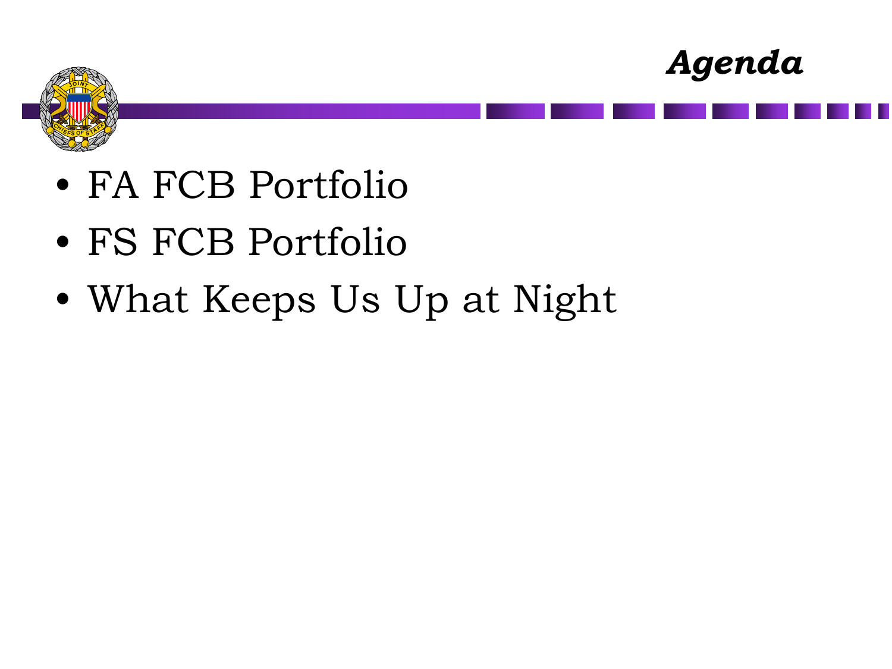# *Agenda*

- FA FCB Portfolio
- FS FCB Portfolio
- What Keeps Us Up at Night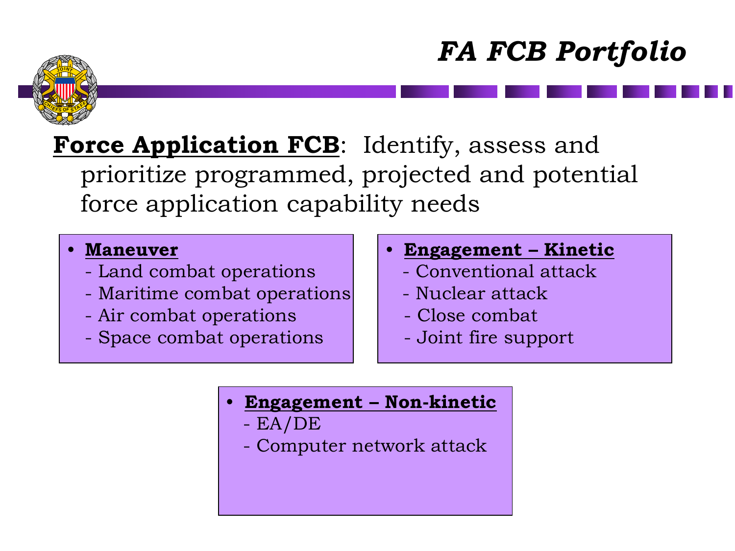# *FA FCB Portfolio*

**<u>Force Application FCB</u>**: Identify, assess and prioritize programmed, projected and potential force application capability needs

- **<u>Maneuver</u>**
  - Land combat operations
  - Maritime combat operations
  - Air combat operations
  - Space combat operations

- **<u>Engagement – Kinetic</u>**
  - Conventional attack
  - Nuclear attack
  - Close combat
  - Joint fire support

- **<u>Engagement – Non-kinetic</u>**
  - EA/DE
  - Computer network attack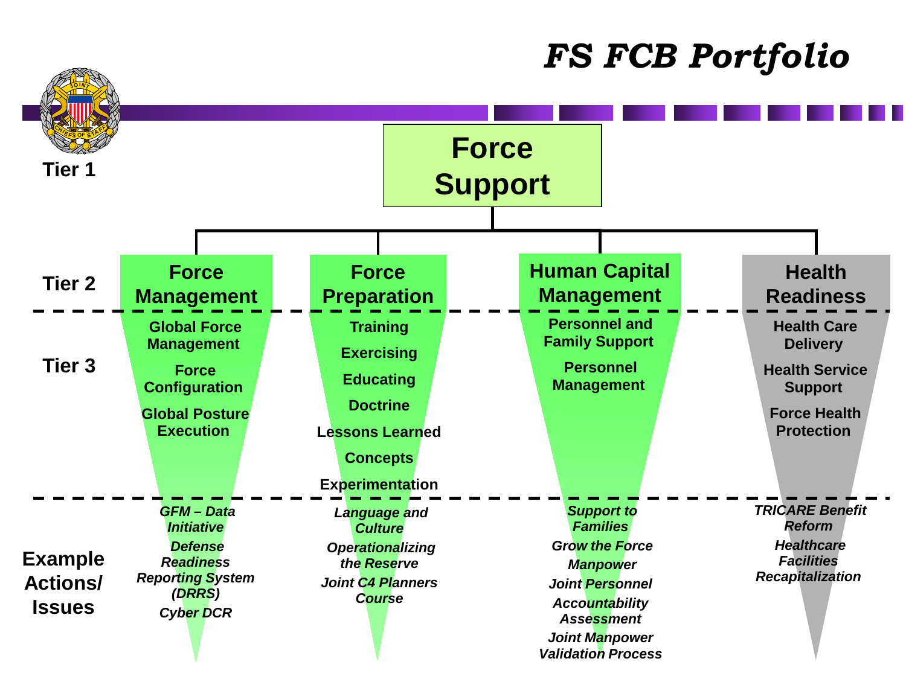# FS FCB Portfolio

**Tier 1**

## Force Support

**Tier 2** / **Tier 3** / **Example Actions/ Issues**

| Tier | Force Management | Force Preparation | Human Capital Management | Health Readiness |
| --- | --- | --- | --- | --- |
| Tier 3 | Global Force Management<br>Force Configuration<br>Global Posture Execution | Training<br>Exercising<br>Educating<br>Doctrine<br>Lessons Learned<br>Concepts<br>Experimentation | Personnel and Family Support<br>Personnel Management | Health Care Delivery<br>Health Service Support<br>Force Health Protection |
| Example Actions/ Issues | *GFM – Data Initiative*<br>*Defense Readiness Reporting System (DRRS)*<br>*Cyber DCR* | *Language and Culture*<br>*Operationalizing the Reserve*<br>*Joint C4 Planners Course* | *Support to Families*<br>*Grow the Force*<br>*Manpower*<br>*Joint Personnel Accountability Assessment*<br>*Joint Manpower Validation Process* | *TRICARE Benefit Reform*<br>*Healthcare Facilities Recapitalization* |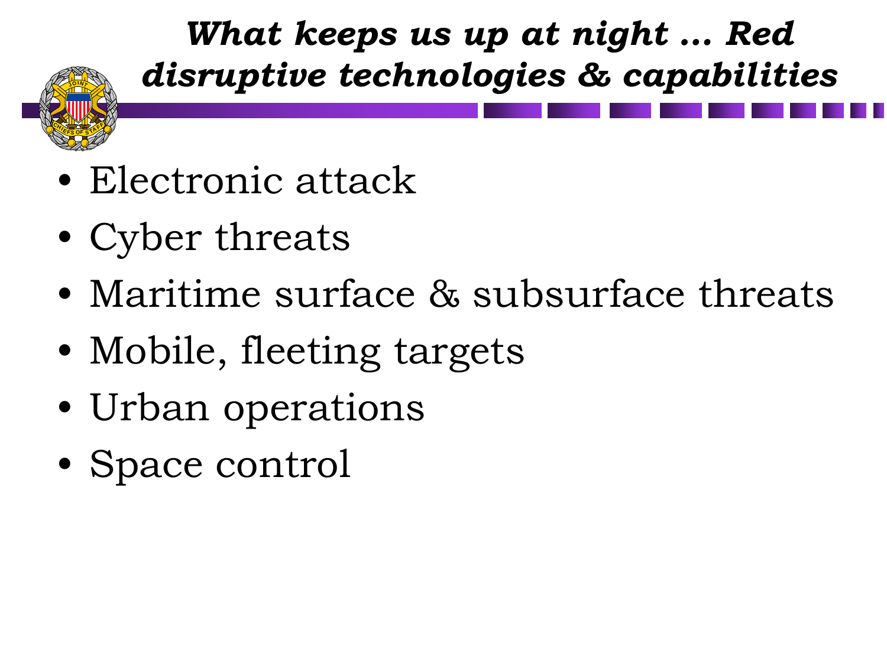# *What keeps us up at night … Red disruptive technologies & capabilities*

- Electronic attack
- Cyber threats
- Maritime surface & subsurface threats
- Mobile, fleeting targets
- Urban operations
- Space control